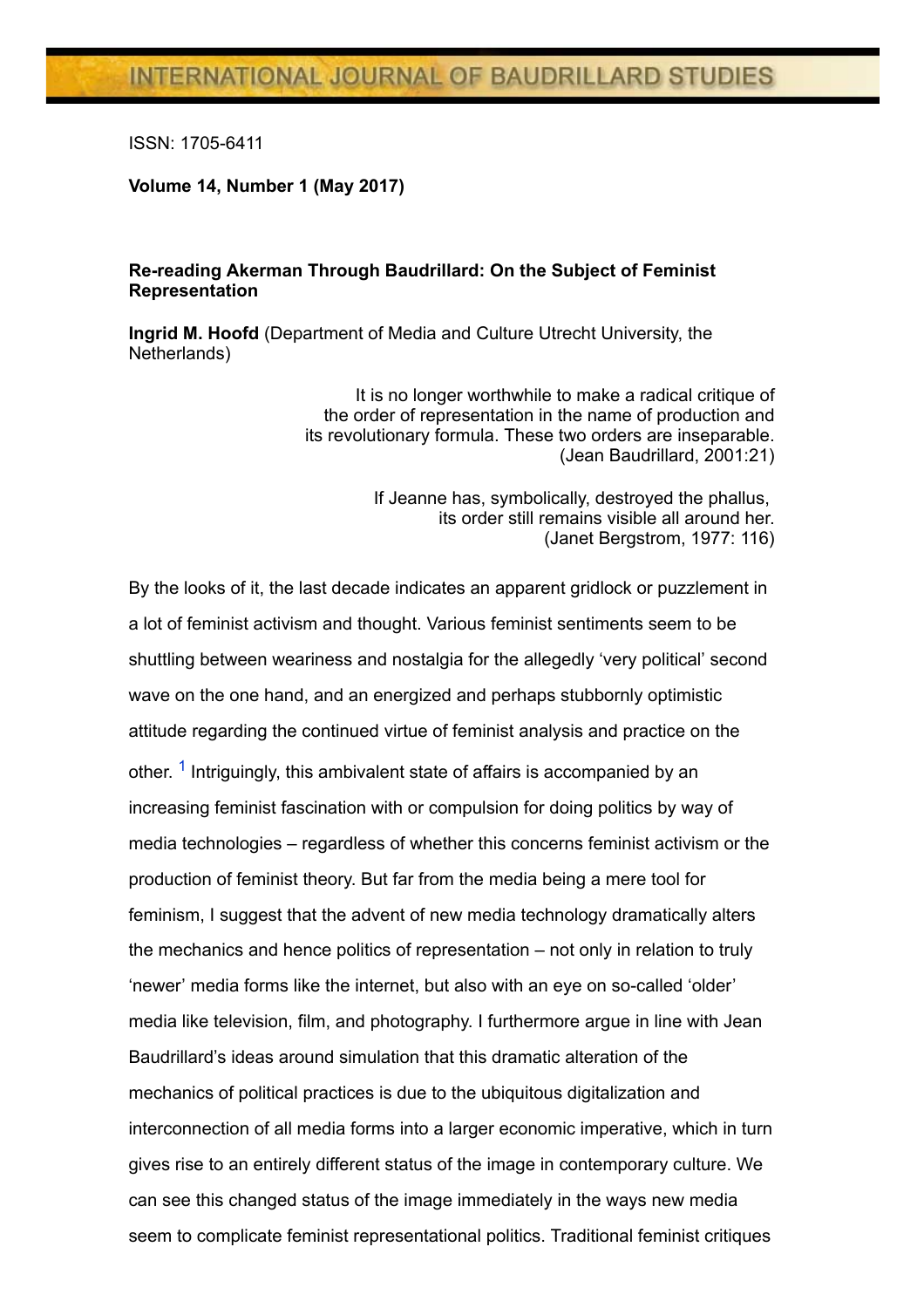# INTERNATIONAL JOURNAL OF BAUDRILLARD STUDIES

ISSN: 1705-6411

**Volume 14, Number 1 (May 2017)**

## Re-reading Akerman Through Baudrillard: On the Subject of Feminist Representation

**Ingrid M. Hoofd** (Department of Media and Culture Utrecht University, the Netherlands)

> It is no longer worthwhile to make a radical critique of the order of representation in the name of production and its revolutionary formula. These two orders are inseparable. (Jean Baudrillard, 2001:21)

> If Jeanne has, symbolically, destroyed the phallus, its order still remains visible all around her. (Janet Bergstrom, 1977: 116)

By the looks of it, the last decade indicates an apparent gridlock or puzzlement in a lot of feminist activism and thought. Various feminist sentiments seem to be shuttling between weariness and nostalgia for the allegedly 'very political' second wave on the one hand, and an energized and perhaps stubbornly optimistic attitude regarding the continued virtue of feminist analysis and practice on the other. [1] Intriguingly, this ambivalent state of affairs is accompanied by an increasing feminist fascination with or compulsion for doing politics by way of media technologies – regardless of whether this concerns feminist activism or the production of feminist theory. But far from the media being a mere tool for feminism, I suggest that the advent of new media technology dramatically alters the mechanics and hence politics of representation – not only in relation to truly 'newer' media forms like the internet, but also with an eye on so-called 'older' media like television, film, and photography. I furthermore argue in line with Jean Baudrillard's ideas around simulation that this dramatic alteration of the mechanics of political practices is due to the ubiquitous digitalization and interconnection of all media forms into a larger economic imperative, which in turn gives rise to an entirely different status of the image in contemporary culture. We can see this changed status of the image immediately in the ways new media seem to complicate feminist representational politics. Traditional feminist critiques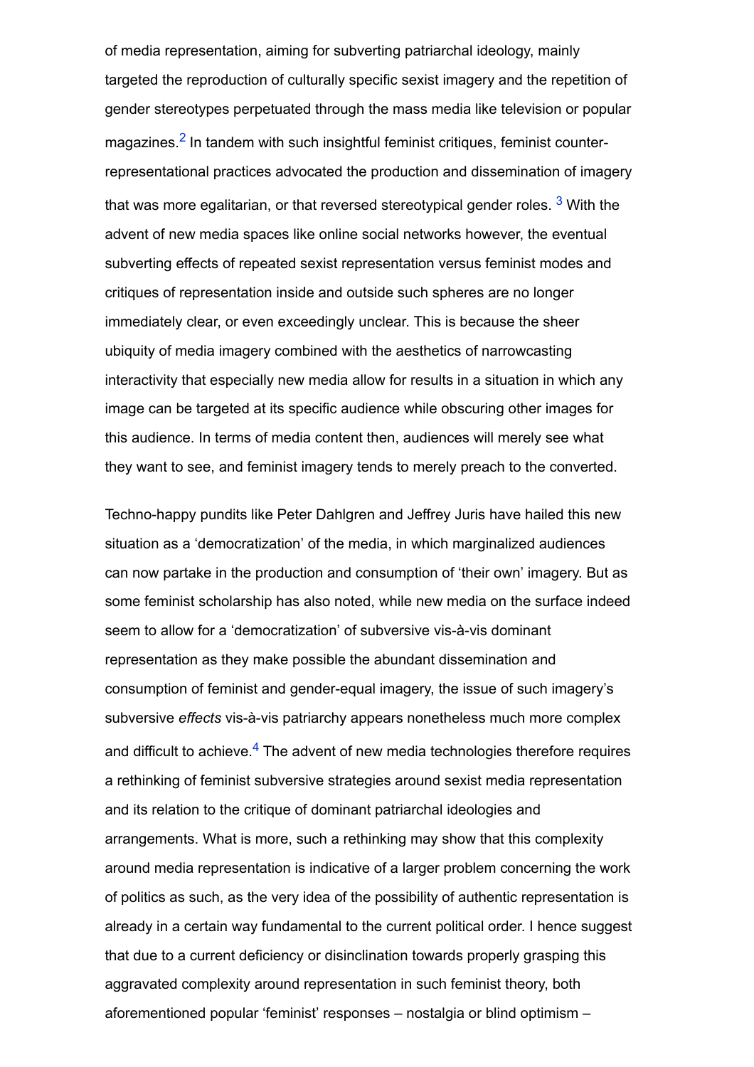of media representation, aiming for subverting patriarchal ideology, mainly targeted the reproduction of culturally specific sexist imagery and the repetition of gender stereotypes perpetuated through the mass media like television or popular magazines.[2] In tandem with such insightful feminist critiques, feminist counter-representational practices advocated the production and dissemination of imagery that was more egalitarian, or that reversed stereotypical gender roles. [3] With the advent of new media spaces like online social networks however, the eventual subverting effects of repeated sexist representation versus feminist modes and critiques of representation inside and outside such spheres are no longer immediately clear, or even exceedingly unclear. This is because the sheer ubiquity of media imagery combined with the aesthetics of narrowcasting interactivity that especially new media allow for results in a situation in which any image can be targeted at its specific audience while obscuring other images for this audience. In terms of media content then, audiences will merely see what they want to see, and feminist imagery tends to merely preach to the converted.

Techno-happy pundits like Peter Dahlgren and Jeffrey Juris have hailed this new situation as a 'democratization' of the media, in which marginalized audiences can now partake in the production and consumption of 'their own' imagery. But as some feminist scholarship has also noted, while new media on the surface indeed seem to allow for a 'democratization' of subversive vis-à-vis dominant representation as they make possible the abundant dissemination and consumption of feminist and gender-equal imagery, the issue of such imagery's subversive *effects* vis-à-vis patriarchy appears nonetheless much more complex and difficult to achieve.[4] The advent of new media technologies therefore requires a rethinking of feminist subversive strategies around sexist media representation and its relation to the critique of dominant patriarchal ideologies and arrangements. What is more, such a rethinking may show that this complexity around media representation is indicative of a larger problem concerning the work of politics as such, as the very idea of the possibility of authentic representation is already in a certain way fundamental to the current political order. I hence suggest that due to a current deficiency or disinclination towards properly grasping this aggravated complexity around representation in such feminist theory, both aforementioned popular 'feminist' responses – nostalgia or blind optimism –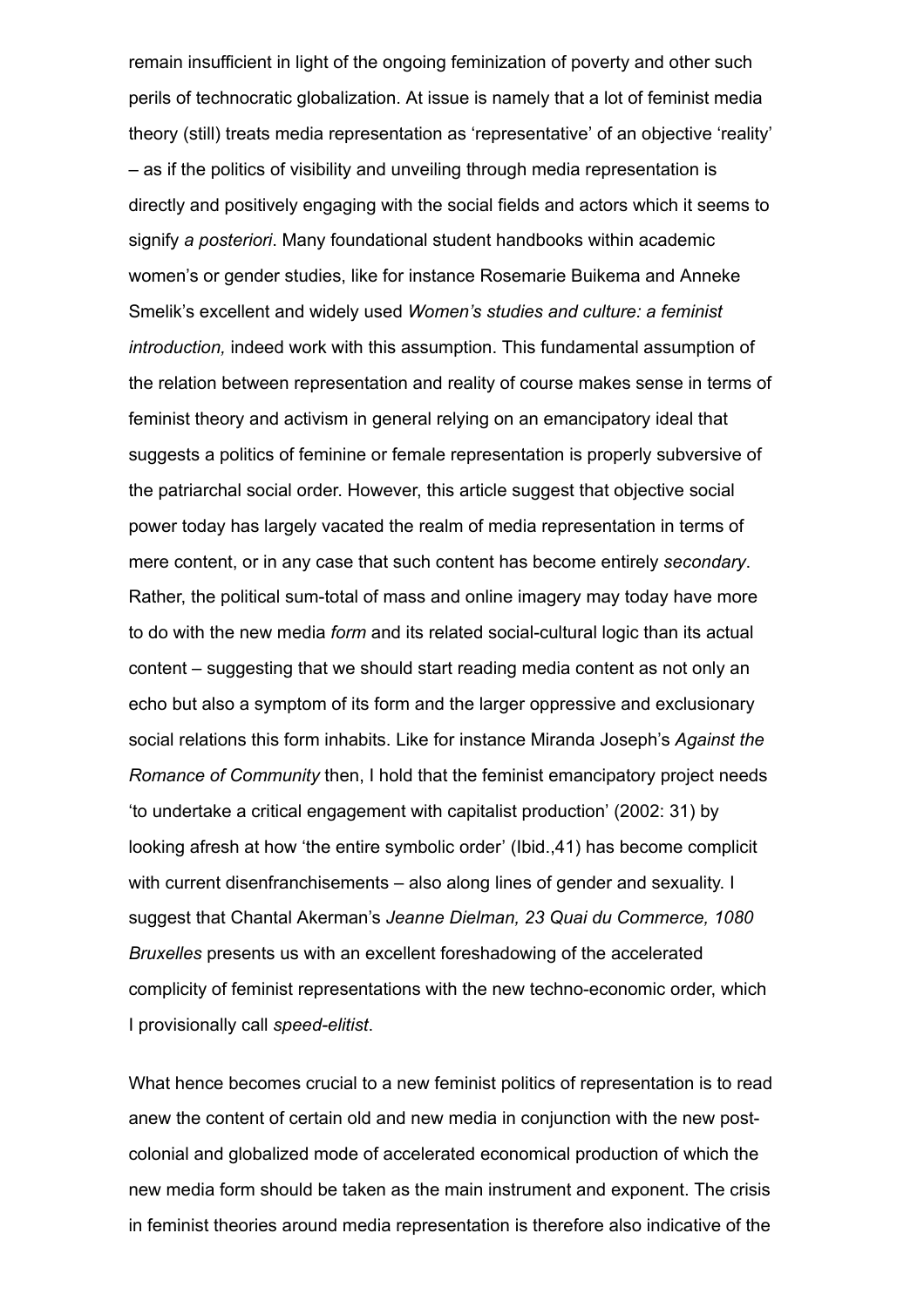remain insufficient in light of the ongoing feminization of poverty and other such perils of technocratic globalization. At issue is namely that a lot of feminist media theory (still) treats media representation as 'representative' of an objective 'reality' – as if the politics of visibility and unveiling through media representation is directly and positively engaging with the social fields and actors which it seems to signify *a posteriori*. Many foundational student handbooks within academic women's or gender studies, like for instance Rosemarie Buikema and Anneke Smelik's excellent and widely used *Women's studies and culture: a feminist introduction,* indeed work with this assumption. This fundamental assumption of the relation between representation and reality of course makes sense in terms of feminist theory and activism in general relying on an emancipatory ideal that suggests a politics of feminine or female representation is properly subversive of the patriarchal social order. However, this article suggest that objective social power today has largely vacated the realm of media representation in terms of mere content, or in any case that such content has become entirely *secondary*. Rather, the political sum-total of mass and online imagery may today have more to do with the new media *form* and its related social-cultural logic than its actual content – suggesting that we should start reading media content as not only an echo but also a symptom of its form and the larger oppressive and exclusionary social relations this form inhabits. Like for instance Miranda Joseph's *Against the Romance of Community* then, I hold that the feminist emancipatory project needs 'to undertake a critical engagement with capitalist production' (2002: 31) by looking afresh at how 'the entire symbolic order' (Ibid.,41) has become complicit with current disenfranchisements – also along lines of gender and sexuality. I suggest that Chantal Akerman's *Jeanne Dielman, 23 Quai du Commerce, 1080 Bruxelles* presents us with an excellent foreshadowing of the accelerated complicity of feminist representations with the new techno-economic order, which I provisionally call *speed-elitist*.

What hence becomes crucial to a new feminist politics of representation is to read anew the content of certain old and new media in conjunction with the new post-colonial and globalized mode of accelerated economical production of which the new media form should be taken as the main instrument and exponent. The crisis in feminist theories around media representation is therefore also indicative of the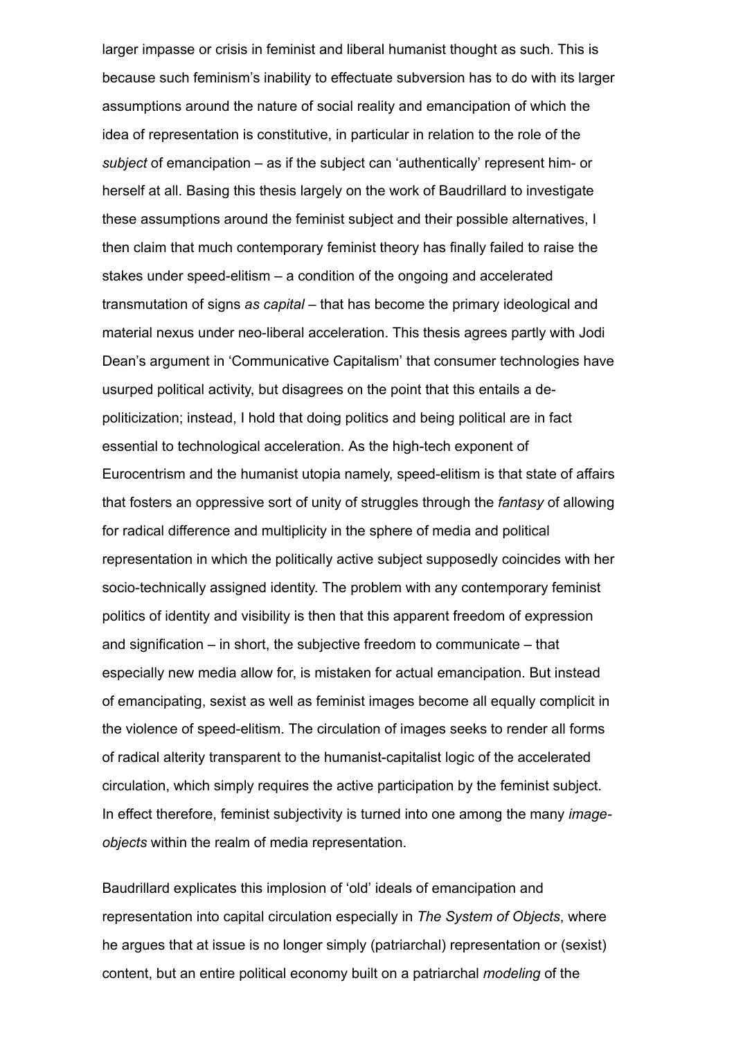larger impasse or crisis in feminist and liberal humanist thought as such. This is because such feminism's inability to effectuate subversion has to do with its larger assumptions around the nature of social reality and emancipation of which the idea of representation is constitutive, in particular in relation to the role of the *subject* of emancipation – as if the subject can 'authentically' represent him- or herself at all. Basing this thesis largely on the work of Baudrillard to investigate these assumptions around the feminist subject and their possible alternatives, I then claim that much contemporary feminist theory has finally failed to raise the stakes under speed-elitism – a condition of the ongoing and accelerated transmutation of signs *as capital* – that has become the primary ideological and material nexus under neo-liberal acceleration. This thesis agrees partly with Jodi Dean's argument in 'Communicative Capitalism' that consumer technologies have usurped political activity, but disagrees on the point that this entails a de-politicization; instead, I hold that doing politics and being political are in fact essential to technological acceleration. As the high-tech exponent of Eurocentrism and the humanist utopia namely, speed-elitism is that state of affairs that fosters an oppressive sort of unity of struggles through the *fantasy* of allowing for radical difference and multiplicity in the sphere of media and political representation in which the politically active subject supposedly coincides with her socio-technically assigned identity. The problem with any contemporary feminist politics of identity and visibility is then that this apparent freedom of expression and signification – in short, the subjective freedom to communicate – that especially new media allow for, is mistaken for actual emancipation. But instead of emancipating, sexist as well as feminist images become all equally complicit in the violence of speed-elitism. The circulation of images seeks to render all forms of radical alterity transparent to the humanist-capitalist logic of the accelerated circulation, which simply requires the active participation by the feminist subject. In effect therefore, feminist subjectivity is turned into one among the many *image-objects* within the realm of media representation.

Baudrillard explicates this implosion of 'old' ideals of emancipation and representation into capital circulation especially in *The System of Objects*, where he argues that at issue is no longer simply (patriarchal) representation or (sexist) content, but an entire political economy built on a patriarchal *modeling* of the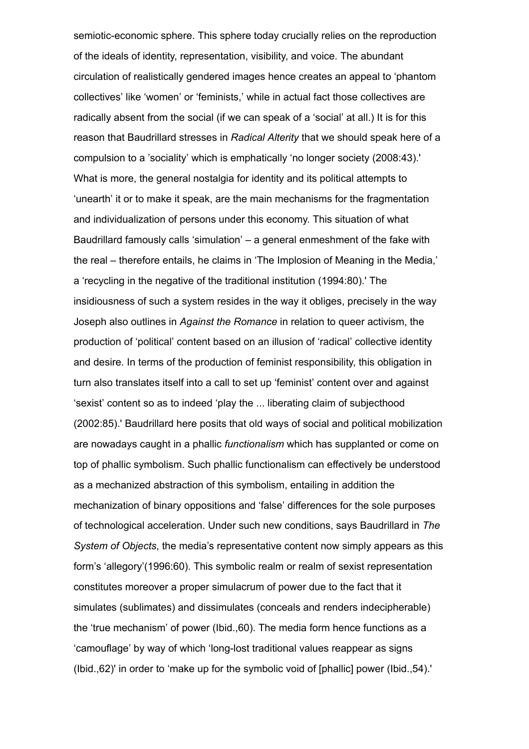semiotic-economic sphere. This sphere today crucially relies on the reproduction of the ideals of identity, representation, visibility, and voice. The abundant circulation of realistically gendered images hence creates an appeal to 'phantom collectives' like 'women' or 'feminists,' while in actual fact those collectives are radically absent from the social (if we can speak of a 'social' at all.) It is for this reason that Baudrillard stresses in *Radical Alterity* that we should speak here of a compulsion to a 'sociality' which is emphatically 'no longer society (2008:43).' What is more, the general nostalgia for identity and its political attempts to 'unearth' it or to make it speak, are the main mechanisms for the fragmentation and individualization of persons under this economy. This situation of what Baudrillard famously calls 'simulation' – a general enmeshment of the fake with the real – therefore entails, he claims in 'The Implosion of Meaning in the Media,' a 'recycling in the negative of the traditional institution (1994:80).' The insidiousness of such a system resides in the way it obliges, precisely in the way Joseph also outlines in *Against the Romance* in relation to queer activism, the production of 'political' content based on an illusion of 'radical' collective identity and desire. In terms of the production of feminist responsibility, this obligation in turn also translates itself into a call to set up 'feminist' content over and against 'sexist' content so as to indeed 'play the ... liberating claim of subjecthood (2002:85).' Baudrillard here posits that old ways of social and political mobilization are nowadays caught in a phallic *functionalism* which has supplanted or come on top of phallic symbolism. Such phallic functionalism can effectively be understood as a mechanized abstraction of this symbolism, entailing in addition the mechanization of binary oppositions and 'false' differences for the sole purposes of technological acceleration. Under such new conditions, says Baudrillard in *The System of Objects*, the media's representative content now simply appears as this form's 'allegory'(1996:60). This symbolic realm or realm of sexist representation constitutes moreover a proper simulacrum of power due to the fact that it simulates (sublimates) and dissimulates (conceals and renders indecipherable) the 'true mechanism' of power (Ibid.,60). The media form hence functions as a 'camouflage' by way of which 'long-lost traditional values reappear as signs (Ibid.,62)' in order to 'make up for the symbolic void of [phallic] power (Ibid.,54).'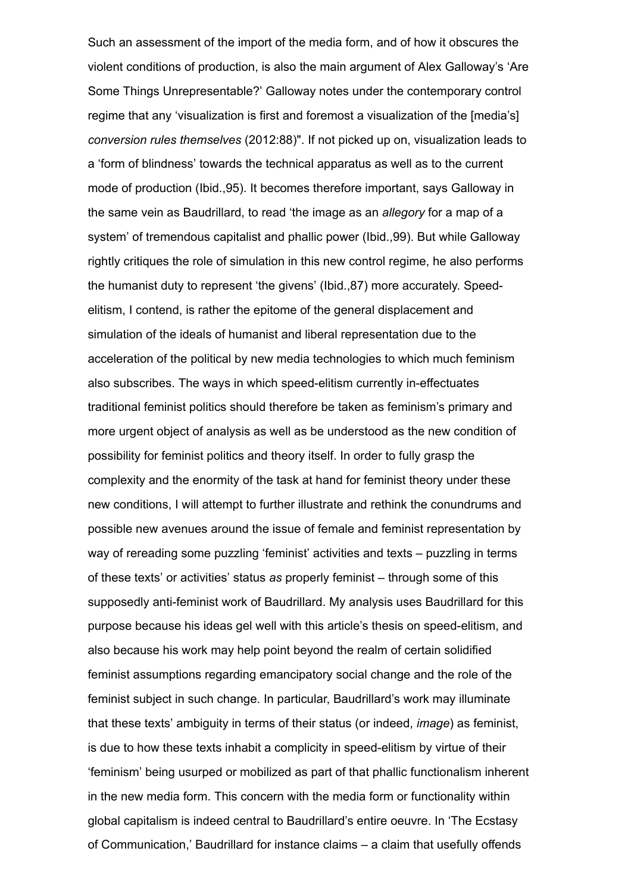Such an assessment of the import of the media form, and of how it obscures the violent conditions of production, is also the main argument of Alex Galloway's 'Are Some Things Unrepresentable?' Galloway notes under the contemporary control regime that any 'visualization is first and foremost a visualization of the [media's] *conversion rules themselves* (2012:88)". If not picked up on, visualization leads to a 'form of blindness' towards the technical apparatus as well as to the current mode of production (Ibid.,95). It becomes therefore important, says Galloway in the same vein as Baudrillard, to read 'the image as an *allegory* for a map of a system' of tremendous capitalist and phallic power (Ibid.,99). But while Galloway rightly critiques the role of simulation in this new control regime, he also performs the humanist duty to represent 'the givens' (Ibid.,87) more accurately. Speed-elitism, I contend, is rather the epitome of the general displacement and simulation of the ideals of humanist and liberal representation due to the acceleration of the political by new media technologies to which much feminism also subscribes. The ways in which speed-elitism currently in-effectuates traditional feminist politics should therefore be taken as feminism's primary and more urgent object of analysis as well as be understood as the new condition of possibility for feminist politics and theory itself. In order to fully grasp the complexity and the enormity of the task at hand for feminist theory under these new conditions, I will attempt to further illustrate and rethink the conundrums and possible new avenues around the issue of female and feminist representation by way of rereading some puzzling 'feminist' activities and texts – puzzling in terms of these texts' or activities' status *as* properly feminist – through some of this supposedly anti-feminist work of Baudrillard. My analysis uses Baudrillard for this purpose because his ideas gel well with this article's thesis on speed-elitism, and also because his work may help point beyond the realm of certain solidified feminist assumptions regarding emancipatory social change and the role of the feminist subject in such change. In particular, Baudrillard's work may illuminate that these texts' ambiguity in terms of their status (or indeed, *image*) as feminist, is due to how these texts inhabit a complicity in speed-elitism by virtue of their 'feminism' being usurped or mobilized as part of that phallic functionalism inherent in the new media form. This concern with the media form or functionality within global capitalism is indeed central to Baudrillard's entire oeuvre. In 'The Ecstasy of Communication,' Baudrillard for instance claims – a claim that usefully offends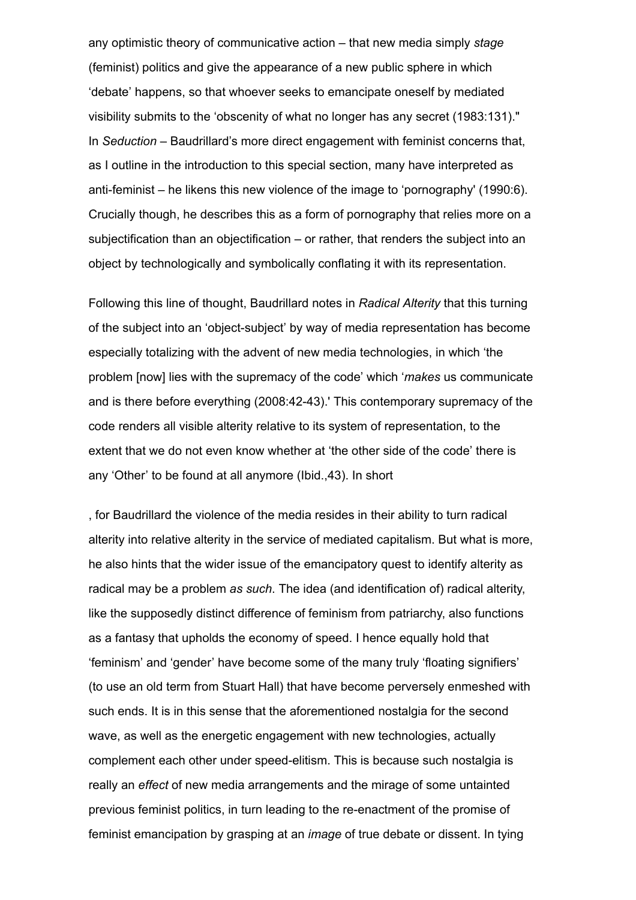any optimistic theory of communicative action – that new media simply *stage* (feminist) politics and give the appearance of a new public sphere in which 'debate' happens, so that whoever seeks to emancipate oneself by mediated visibility submits to the 'obscenity of what no longer has any secret (1983:131)." In *Seduction* – Baudrillard's more direct engagement with feminist concerns that, as I outline in the introduction to this special section, many have interpreted as anti-feminist – he likens this new violence of the image to 'pornography' (1990:6). Crucially though, he describes this as a form of pornography that relies more on a subjectification than an objectification – or rather, that renders the subject into an object by technologically and symbolically conflating it with its representation.

Following this line of thought, Baudrillard notes in *Radical Alterity* that this turning of the subject into an 'object-subject' by way of media representation has become especially totalizing with the advent of new media technologies, in which 'the problem [now] lies with the supremacy of the code' which '*makes* us communicate and is there before everything (2008:42-43).' This contemporary supremacy of the code renders all visible alterity relative to its system of representation, to the extent that we do not even know whether at 'the other side of the code' there is any 'Other' to be found at all anymore (Ibid.,43). In short

, for Baudrillard the violence of the media resides in their ability to turn radical alterity into relative alterity in the service of mediated capitalism. But what is more, he also hints that the wider issue of the emancipatory quest to identify alterity as radical may be a problem *as such*. The idea (and identification of) radical alterity, like the supposedly distinct difference of feminism from patriarchy, also functions as a fantasy that upholds the economy of speed. I hence equally hold that 'feminism' and 'gender' have become some of the many truly 'floating signifiers' (to use an old term from Stuart Hall) that have become perversely enmeshed with such ends. It is in this sense that the aforementioned nostalgia for the second wave, as well as the energetic engagement with new technologies, actually complement each other under speed-elitism. This is because such nostalgia is really an *effect* of new media arrangements and the mirage of some untainted previous feminist politics, in turn leading to the re-enactment of the promise of feminist emancipation by grasping at an *image* of true debate or dissent. In tying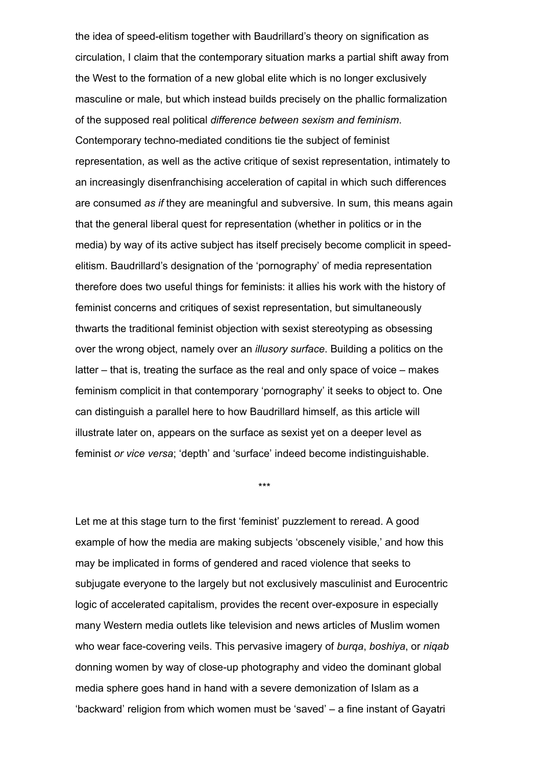the idea of speed-elitism together with Baudrillard's theory on signification as circulation, I claim that the contemporary situation marks a partial shift away from the West to the formation of a new global elite which is no longer exclusively masculine or male, but which instead builds precisely on the phallic formalization of the supposed real political *difference between sexism and feminism*. Contemporary techno-mediated conditions tie the subject of feminist representation, as well as the active critique of sexist representation, intimately to an increasingly disenfranchising acceleration of capital in which such differences are consumed *as if* they are meaningful and subversive. In sum, this means again that the general liberal quest for representation (whether in politics or in the media) by way of its active subject has itself precisely become complicit in speed-elitism. Baudrillard's designation of the 'pornography' of media representation therefore does two useful things for feminists: it allies his work with the history of feminist concerns and critiques of sexist representation, but simultaneously thwarts the traditional feminist objection with sexist stereotyping as obsessing over the wrong object, namely over an *illusory surface*. Building a politics on the latter – that is, treating the surface as the real and only space of voice – makes feminism complicit in that contemporary 'pornography' it seeks to object to. One can distinguish a parallel here to how Baudrillard himself, as this article will illustrate later on, appears on the surface as sexist yet on a deeper level as feminist *or vice versa*; 'depth' and 'surface' indeed become indistinguishable.

***

Let me at this stage turn to the first 'feminist' puzzlement to reread. A good example of how the media are making subjects 'obscenely visible,' and how this may be implicated in forms of gendered and raced violence that seeks to subjugate everyone to the largely but not exclusively masculinist and Eurocentric logic of accelerated capitalism, provides the recent over-exposure in especially many Western media outlets like television and news articles of Muslim women who wear face-covering veils. This pervasive imagery of *burqa*, *boshiya*, or *niqab* donning women by way of close-up photography and video the dominant global media sphere goes hand in hand with a severe demonization of Islam as a 'backward' religion from which women must be 'saved' – a fine instant of Gayatri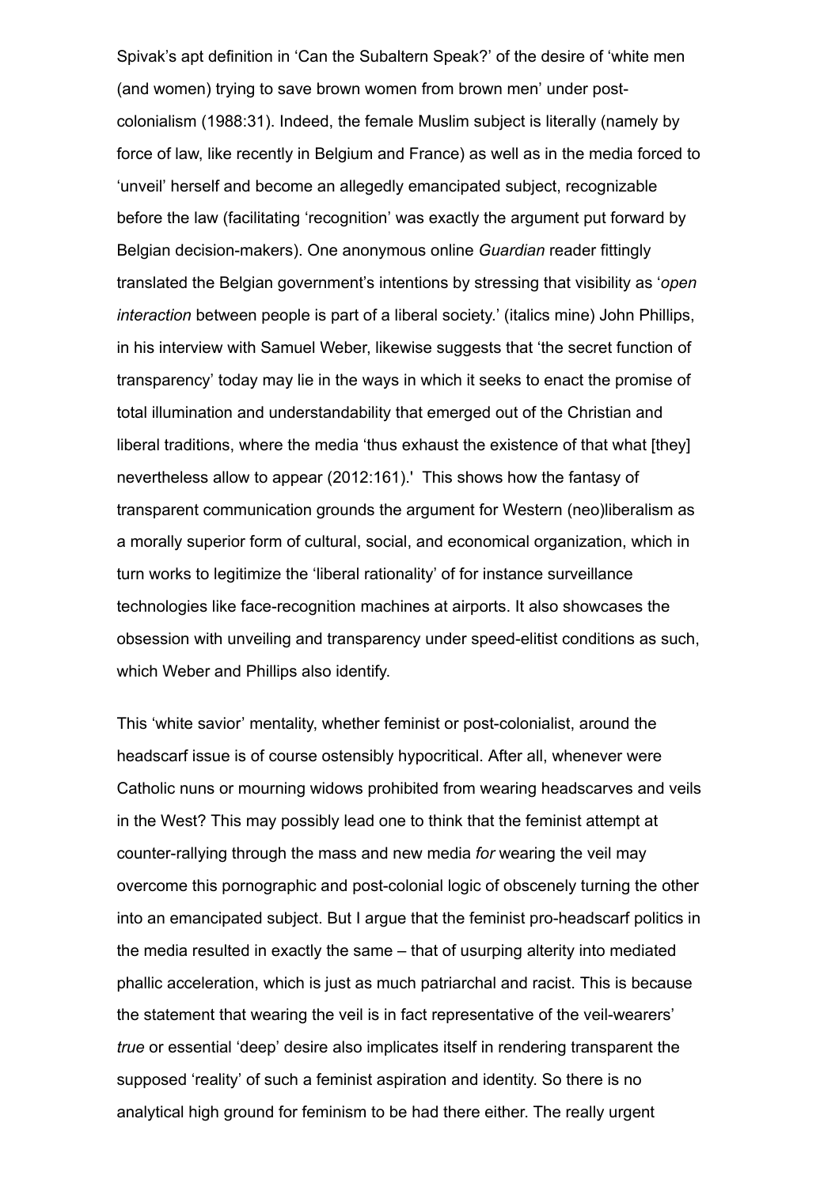Spivak's apt definition in 'Can the Subaltern Speak?' of the desire of 'white men (and women) trying to save brown women from brown men' under post-colonialism (1988:31). Indeed, the female Muslim subject is literally (namely by force of law, like recently in Belgium and France) as well as in the media forced to 'unveil' herself and become an allegedly emancipated subject, recognizable before the law (facilitating 'recognition' was exactly the argument put forward by Belgian decision-makers). One anonymous online *Guardian* reader fittingly translated the Belgian government's intentions by stressing that visibility as '*open interaction* between people is part of a liberal society.' (italics mine) John Phillips, in his interview with Samuel Weber, likewise suggests that 'the secret function of transparency' today may lie in the ways in which it seeks to enact the promise of total illumination and understandability that emerged out of the Christian and liberal traditions, where the media 'thus exhaust the existence of that what [they] nevertheless allow to appear (2012:161).' This shows how the fantasy of transparent communication grounds the argument for Western (neo)liberalism as a morally superior form of cultural, social, and economical organization, which in turn works to legitimize the 'liberal rationality' of for instance surveillance technologies like face-recognition machines at airports. It also showcases the obsession with unveiling and transparency under speed-elitist conditions as such, which Weber and Phillips also identify.

This 'white savior' mentality, whether feminist or post-colonialist, around the headscarf issue is of course ostensibly hypocritical. After all, whenever were Catholic nuns or mourning widows prohibited from wearing headscarves and veils in the West? This may possibly lead one to think that the feminist attempt at counter-rallying through the mass and new media *for* wearing the veil may overcome this pornographic and post-colonial logic of obscenely turning the other into an emancipated subject. But I argue that the feminist pro-headscarf politics in the media resulted in exactly the same – that of usurping alterity into mediated phallic acceleration, which is just as much patriarchal and racist. This is because the statement that wearing the veil is in fact representative of the veil-wearers' *true* or essential 'deep' desire also implicates itself in rendering transparent the supposed 'reality' of such a feminist aspiration and identity. So there is no analytical high ground for feminism to be had there either. The really urgent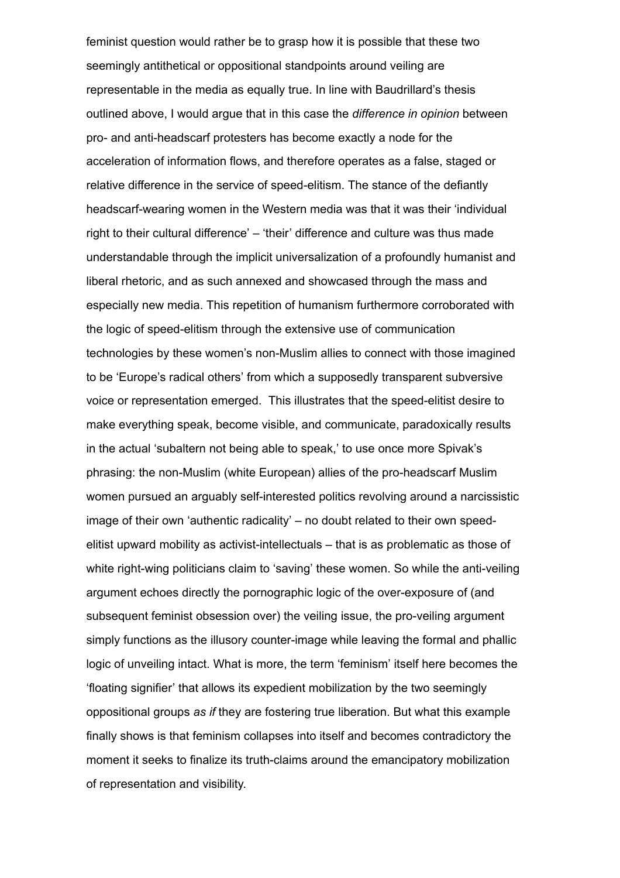feminist question would rather be to grasp how it is possible that these two seemingly antithetical or oppositional standpoints around veiling are representable in the media as equally true. In line with Baudrillard's thesis outlined above, I would argue that in this case the *difference in opinion* between pro- and anti-headscarf protesters has become exactly a node for the acceleration of information flows, and therefore operates as a false, staged or relative difference in the service of speed-elitism. The stance of the defiantly headscarf-wearing women in the Western media was that it was their 'individual right to their cultural difference' – 'their' difference and culture was thus made understandable through the implicit universalization of a profoundly humanist and liberal rhetoric, and as such annexed and showcased through the mass and especially new media. This repetition of humanism furthermore corroborated with the logic of speed-elitism through the extensive use of communication technologies by these women's non-Muslim allies to connect with those imagined to be 'Europe's radical others' from which a supposedly transparent subversive voice or representation emerged. This illustrates that the speed-elitist desire to make everything speak, become visible, and communicate, paradoxically results in the actual 'subaltern not being able to speak,' to use once more Spivak's phrasing: the non-Muslim (white European) allies of the pro-headscarf Muslim women pursued an arguably self-interested politics revolving around a narcissistic image of their own 'authentic radicality' – no doubt related to their own speed-elitist upward mobility as activist-intellectuals – that is as problematic as those of white right-wing politicians claim to 'saving' these women. So while the anti-veiling argument echoes directly the pornographic logic of the over-exposure of (and subsequent feminist obsession over) the veiling issue, the pro-veiling argument simply functions as the illusory counter-image while leaving the formal and phallic logic of unveiling intact. What is more, the term 'feminism' itself here becomes the 'floating signifier' that allows its expedient mobilization by the two seemingly oppositional groups *as if* they are fostering true liberation. But what this example finally shows is that feminism collapses into itself and becomes contradictory the moment it seeks to finalize its truth-claims around the emancipatory mobilization of representation and visibility.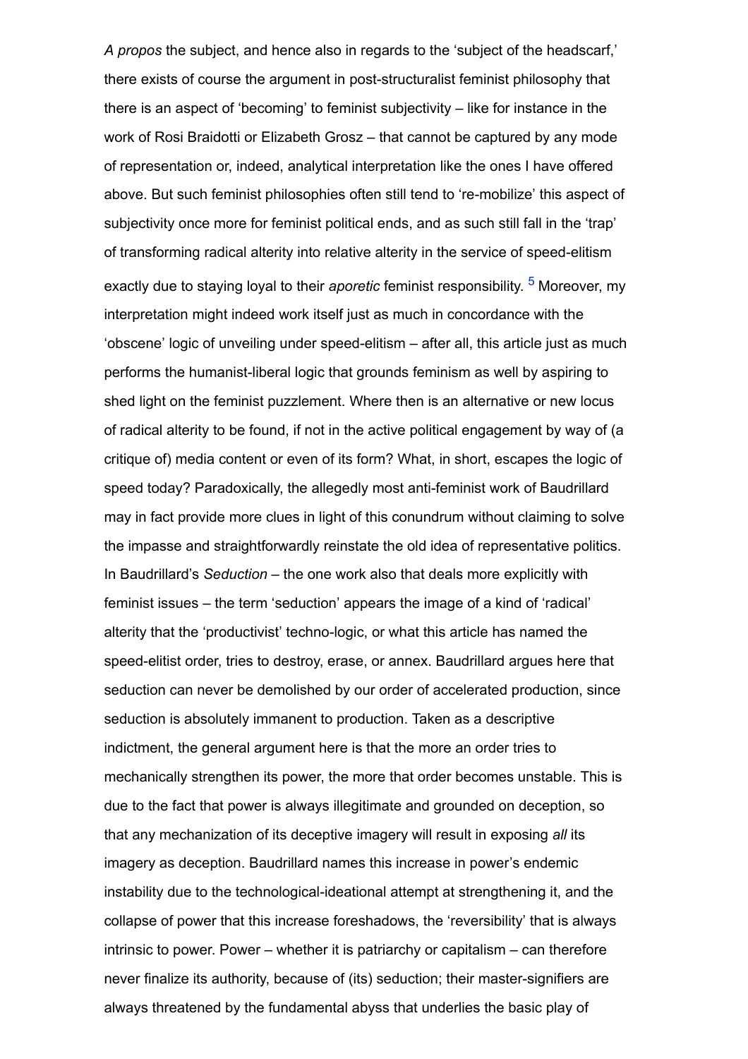*A propos* the subject, and hence also in regards to the 'subject of the headscarf,' there exists of course the argument in post-structuralist feminist philosophy that there is an aspect of 'becoming' to feminist subjectivity – like for instance in the work of Rosi Braidotti or Elizabeth Grosz – that cannot be captured by any mode of representation or, indeed, analytical interpretation like the ones I have offered above. But such feminist philosophies often still tend to 're-mobilize' this aspect of subjectivity once more for feminist political ends, and as such still fall in the 'trap' of transforming radical alterity into relative alterity in the service of speed-elitism exactly due to staying loyal to their *aporetic* feminist responsibility. [5] Moreover, my interpretation might indeed work itself just as much in concordance with the 'obscene' logic of unveiling under speed-elitism – after all, this article just as much performs the humanist-liberal logic that grounds feminism as well by aspiring to shed light on the feminist puzzlement. Where then is an alternative or new locus of radical alterity to be found, if not in the active political engagement by way of (a critique of) media content or even of its form? What, in short, escapes the logic of speed today? Paradoxically, the allegedly most anti-feminist work of Baudrillard may in fact provide more clues in light of this conundrum without claiming to solve the impasse and straightforwardly reinstate the old idea of representative politics. In Baudrillard's *Seduction* – the one work also that deals more explicitly with feminist issues – the term 'seduction' appears the image of a kind of 'radical' alterity that the 'productivist' techno-logic, or what this article has named the speed-elitist order, tries to destroy, erase, or annex. Baudrillard argues here that seduction can never be demolished by our order of accelerated production, since seduction is absolutely immanent to production. Taken as a descriptive indictment, the general argument here is that the more an order tries to mechanically strengthen its power, the more that order becomes unstable. This is due to the fact that power is always illegitimate and grounded on deception, so that any mechanization of its deceptive imagery will result in exposing *all* its imagery as deception. Baudrillard names this increase in power's endemic instability due to the technological-ideational attempt at strengthening it, and the collapse of power that this increase foreshadows, the 'reversibility' that is always intrinsic to power. Power – whether it is patriarchy or capitalism – can therefore never finalize its authority, because of (its) seduction; their master-signifiers are always threatened by the fundamental abyss that underlies the basic play of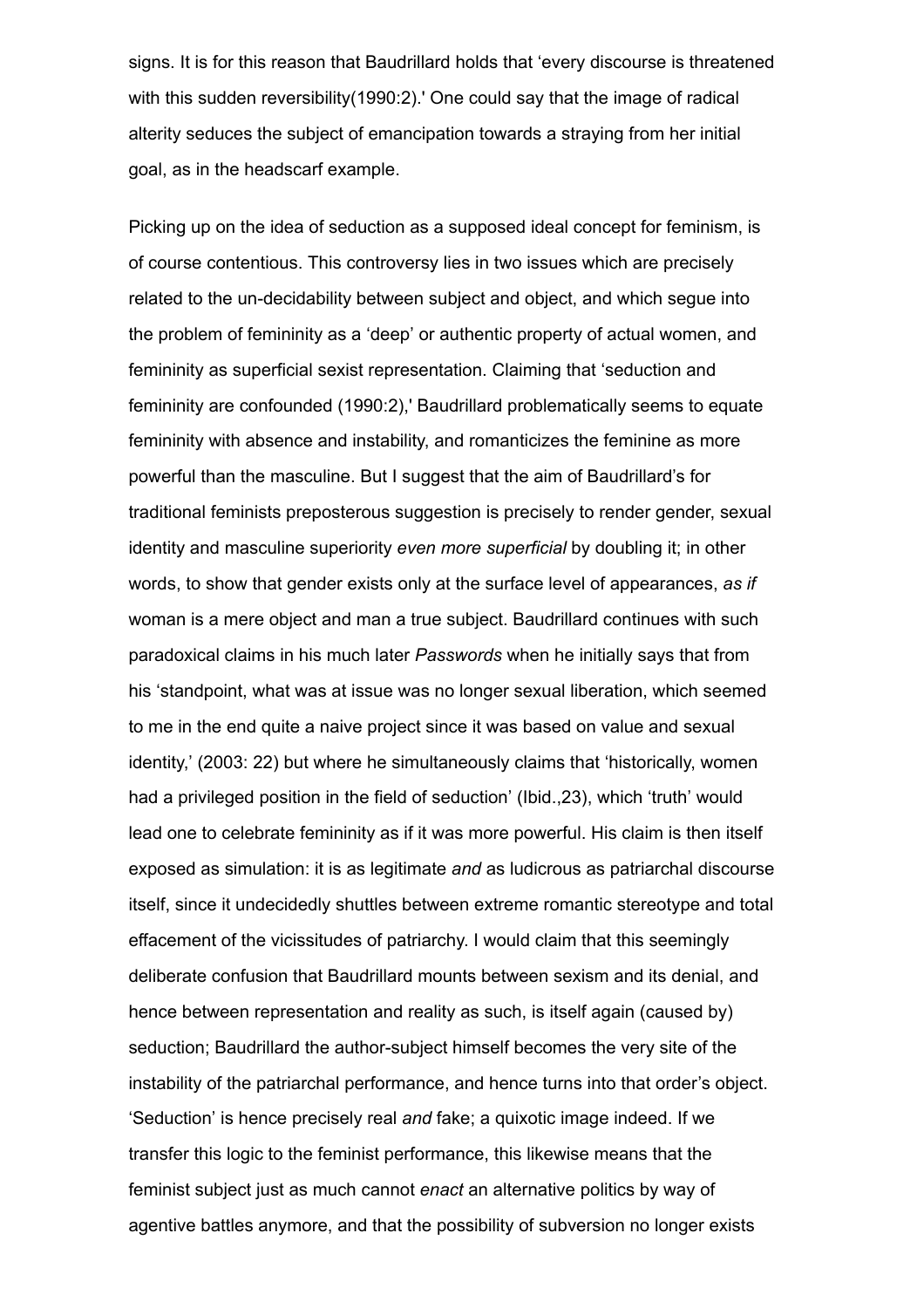signs. It is for this reason that Baudrillard holds that 'every discourse is threatened with this sudden reversibility(1990:2).' One could say that the image of radical alterity seduces the subject of emancipation towards a straying from her initial goal, as in the headscarf example.

Picking up on the idea of seduction as a supposed ideal concept for feminism, is of course contentious. This controversy lies in two issues which are precisely related to the un-decidability between subject and object, and which segue into the problem of femininity as a 'deep' or authentic property of actual women, and femininity as superficial sexist representation. Claiming that 'seduction and femininity are confounded (1990:2),' Baudrillard problematically seems to equate femininity with absence and instability, and romanticizes the feminine as more powerful than the masculine. But I suggest that the aim of Baudrillard's for traditional feminists preposterous suggestion is precisely to render gender, sexual identity and masculine superiority *even more superficial* by doubling it; in other words, to show that gender exists only at the surface level of appearances, *as if* woman is a mere object and man a true subject. Baudrillard continues with such paradoxical claims in his much later *Passwords* when he initially says that from his 'standpoint, what was at issue was no longer sexual liberation, which seemed to me in the end quite a naive project since it was based on value and sexual identity,' (2003: 22) but where he simultaneously claims that 'historically, women had a privileged position in the field of seduction' (Ibid.,23), which 'truth' would lead one to celebrate femininity as if it was more powerful. His claim is then itself exposed as simulation: it is as legitimate *and* as ludicrous as patriarchal discourse itself, since it undecidedly shuttles between extreme romantic stereotype and total effacement of the vicissitudes of patriarchy. I would claim that this seemingly deliberate confusion that Baudrillard mounts between sexism and its denial, and hence between representation and reality as such, is itself again (caused by) seduction; Baudrillard the author-subject himself becomes the very site of the instability of the patriarchal performance, and hence turns into that order's object. 'Seduction' is hence precisely real *and* fake; a quixotic image indeed. If we transfer this logic to the feminist performance, this likewise means that the feminist subject just as much cannot *enact* an alternative politics by way of agentive battles anymore, and that the possibility of subversion no longer exists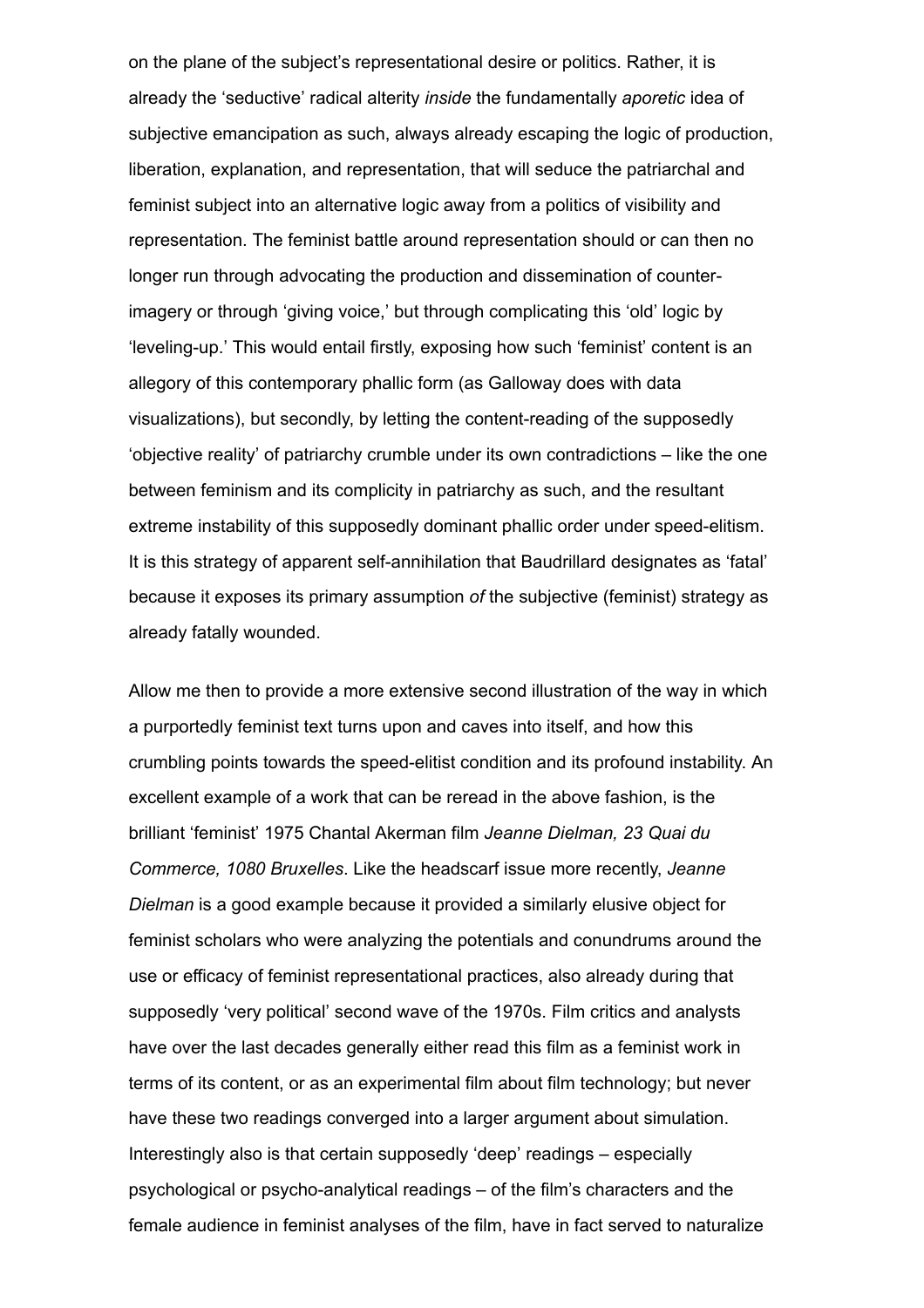on the plane of the subject's representational desire or politics. Rather, it is already the 'seductive' radical alterity *inside* the fundamentally *aporetic* idea of subjective emancipation as such, always already escaping the logic of production, liberation, explanation, and representation, that will seduce the patriarchal and feminist subject into an alternative logic away from a politics of visibility and representation. The feminist battle around representation should or can then no longer run through advocating the production and dissemination of counter-imagery or through 'giving voice,' but through complicating this 'old' logic by 'leveling-up.' This would entail firstly, exposing how such 'feminist' content is an allegory of this contemporary phallic form (as Galloway does with data visualizations), but secondly, by letting the content-reading of the supposedly 'objective reality' of patriarchy crumble under its own contradictions – like the one between feminism and its complicity in patriarchy as such, and the resultant extreme instability of this supposedly dominant phallic order under speed-elitism. It is this strategy of apparent self-annihilation that Baudrillard designates as 'fatal' because it exposes its primary assumption *of* the subjective (feminist) strategy as already fatally wounded.

Allow me then to provide a more extensive second illustration of the way in which a purportedly feminist text turns upon and caves into itself, and how this crumbling points towards the speed-elitist condition and its profound instability. An excellent example of a work that can be reread in the above fashion, is the brilliant 'feminist' 1975 Chantal Akerman film *Jeanne Dielman, 23 Quai du Commerce, 1080 Bruxelles*. Like the headscarf issue more recently, *Jeanne Dielman* is a good example because it provided a similarly elusive object for feminist scholars who were analyzing the potentials and conundrums around the use or efficacy of feminist representational practices, also already during that supposedly 'very political' second wave of the 1970s. Film critics and analysts have over the last decades generally either read this film as a feminist work in terms of its content, or as an experimental film about film technology; but never have these two readings converged into a larger argument about simulation. Interestingly also is that certain supposedly 'deep' readings – especially psychological or psycho-analytical readings – of the film's characters and the female audience in feminist analyses of the film, have in fact served to naturalize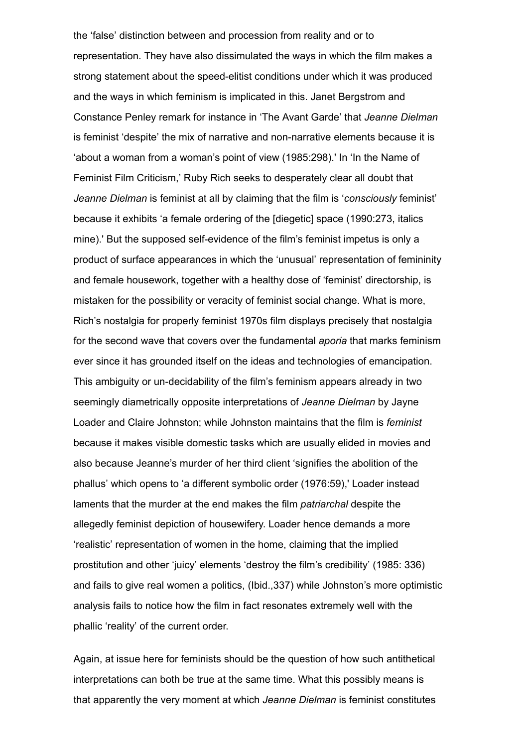the 'false' distinction between and procession from reality and or to representation. They have also dissimulated the ways in which the film makes a strong statement about the speed-elitist conditions under which it was produced and the ways in which feminism is implicated in this. Janet Bergstrom and Constance Penley remark for instance in 'The Avant Garde' that *Jeanne Dielman* is feminist 'despite' the mix of narrative and non-narrative elements because it is 'about a woman from a woman's point of view (1985:298).' In 'In the Name of Feminist Film Criticism,' Ruby Rich seeks to desperately clear all doubt that *Jeanne Dielman* is feminist at all by claiming that the film is '*consciously* feminist' because it exhibits 'a female ordering of the [diegetic] space (1990:273, italics mine).' But the supposed self-evidence of the film's feminist impetus is only a product of surface appearances in which the 'unusual' representation of femininity and female housework, together with a healthy dose of 'feminist' directorship, is mistaken for the possibility or veracity of feminist social change. What is more, Rich's nostalgia for properly feminist 1970s film displays precisely that nostalgia for the second wave that covers over the fundamental *aporia* that marks feminism ever since it has grounded itself on the ideas and technologies of emancipation. This ambiguity or un-decidability of the film's feminism appears already in two seemingly diametrically opposite interpretations of *Jeanne Dielman* by Jayne Loader and Claire Johnston; while Johnston maintains that the film is *feminist* because it makes visible domestic tasks which are usually elided in movies and also because Jeanne's murder of her third client 'signifies the abolition of the phallus' which opens to 'a different symbolic order (1976:59),' Loader instead laments that the murder at the end makes the film *patriarchal* despite the allegedly feminist depiction of housewifery. Loader hence demands a more 'realistic' representation of women in the home, claiming that the implied prostitution and other 'juicy' elements 'destroy the film's credibility' (1985: 336) and fails to give real women a politics, (Ibid.,337) while Johnston's more optimistic analysis fails to notice how the film in fact resonates extremely well with the phallic 'reality' of the current order.

Again, at issue here for feminists should be the question of how such antithetical interpretations can both be true at the same time. What this possibly means is that apparently the very moment at which *Jeanne Dielman* is feminist constitutes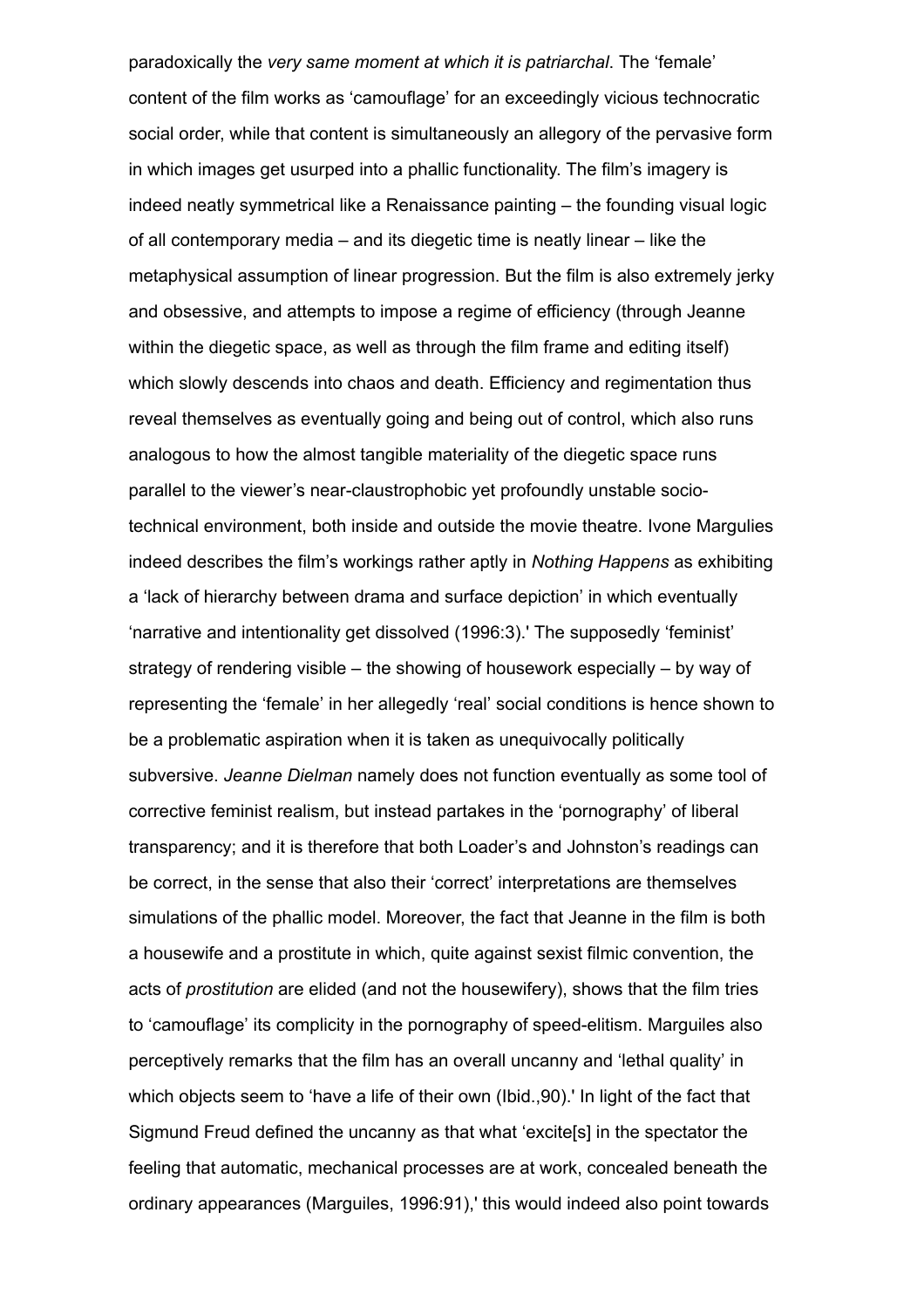paradoxically the *very same moment at which it is patriarchal*. The 'female' content of the film works as 'camouflage' for an exceedingly vicious technocratic social order, while that content is simultaneously an allegory of the pervasive form in which images get usurped into a phallic functionality. The film's imagery is indeed neatly symmetrical like a Renaissance painting – the founding visual logic of all contemporary media – and its diegetic time is neatly linear – like the metaphysical assumption of linear progression. But the film is also extremely jerky and obsessive, and attempts to impose a regime of efficiency (through Jeanne within the diegetic space, as well as through the film frame and editing itself) which slowly descends into chaos and death. Efficiency and regimentation thus reveal themselves as eventually going and being out of control, which also runs analogous to how the almost tangible materiality of the diegetic space runs parallel to the viewer's near-claustrophobic yet profoundly unstable socio-technical environment, both inside and outside the movie theatre. Ivone Margulies indeed describes the film's workings rather aptly in *Nothing Happens* as exhibiting a 'lack of hierarchy between drama and surface depiction' in which eventually 'narrative and intentionality get dissolved (1996:3).' The supposedly 'feminist' strategy of rendering visible – the showing of housework especially – by way of representing the 'female' in her allegedly 'real' social conditions is hence shown to be a problematic aspiration when it is taken as unequivocally politically subversive. *Jeanne Dielman* namely does not function eventually as some tool of corrective feminist realism, but instead partakes in the 'pornography' of liberal transparency; and it is therefore that both Loader's and Johnston's readings can be correct, in the sense that also their 'correct' interpretations are themselves simulations of the phallic model. Moreover, the fact that Jeanne in the film is both a housewife and a prostitute in which, quite against sexist filmic convention, the acts of *prostitution* are elided (and not the housewifery), shows that the film tries to 'camouflage' its complicity in the pornography of speed-elitism. Marguiles also perceptively remarks that the film has an overall uncanny and 'lethal quality' in which objects seem to 'have a life of their own (Ibid.,90).' In light of the fact that Sigmund Freud defined the uncanny as that what 'excite[s] in the spectator the feeling that automatic, mechanical processes are at work, concealed beneath the ordinary appearances (Marguiles, 1996:91),' this would indeed also point towards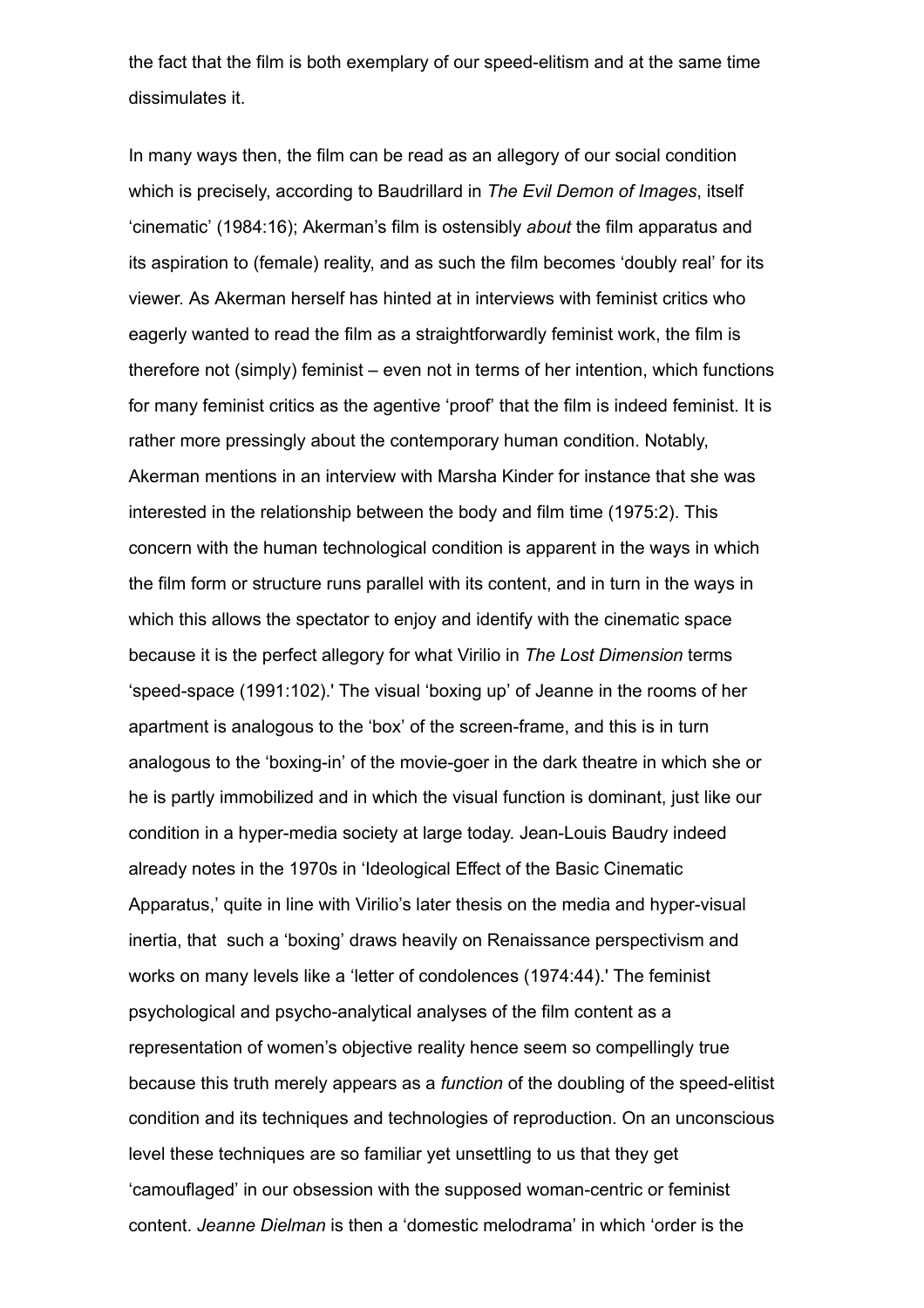the fact that the film is both exemplary of our speed-elitism and at the same time dissimulates it.

In many ways then, the film can be read as an allegory of our social condition which is precisely, according to Baudrillard in *The Evil Demon of Images*, itself 'cinematic' (1984:16); Akerman's film is ostensibly *about* the film apparatus and its aspiration to (female) reality, and as such the film becomes 'doubly real' for its viewer. As Akerman herself has hinted at in interviews with feminist critics who eagerly wanted to read the film as a straightforwardly feminist work, the film is therefore not (simply) feminist – even not in terms of her intention, which functions for many feminist critics as the agentive 'proof' that the film is indeed feminist. It is rather more pressingly about the contemporary human condition. Notably, Akerman mentions in an interview with Marsha Kinder for instance that she was interested in the relationship between the body and film time (1975:2). This concern with the human technological condition is apparent in the ways in which the film form or structure runs parallel with its content, and in turn in the ways in which this allows the spectator to enjoy and identify with the cinematic space because it is the perfect allegory for what Virilio in *The Lost Dimension* terms 'speed-space (1991:102).' The visual 'boxing up' of Jeanne in the rooms of her apartment is analogous to the 'box' of the screen-frame, and this is in turn analogous to the 'boxing-in' of the movie-goer in the dark theatre in which she or he is partly immobilized and in which the visual function is dominant, just like our condition in a hyper-media society at large today. Jean-Louis Baudry indeed already notes in the 1970s in 'Ideological Effect of the Basic Cinematic Apparatus,' quite in line with Virilio's later thesis on the media and hyper-visual inertia, that such a 'boxing' draws heavily on Renaissance perspectivism and works on many levels like a 'letter of condolences (1974:44).' The feminist psychological and psycho-analytical analyses of the film content as a representation of women's objective reality hence seem so compellingly true because this truth merely appears as a *function* of the doubling of the speed-elitist condition and its techniques and technologies of reproduction. On an unconscious level these techniques are so familiar yet unsettling to us that they get 'camouflaged' in our obsession with the supposed woman-centric or feminist content. *Jeanne Dielman* is then a 'domestic melodrama' in which 'order is the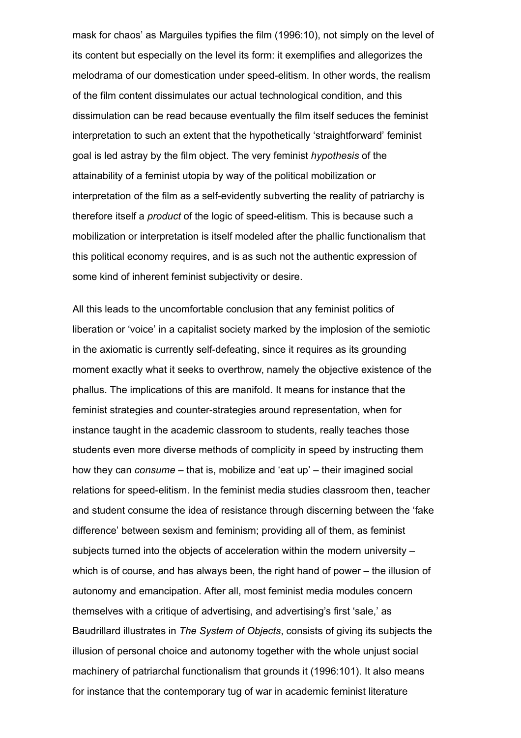mask for chaos' as Marguiles typifies the film (1996:10), not simply on the level of its content but especially on the level its form: it exemplifies and allegorizes the melodrama of our domestication under speed-elitism. In other words, the realism of the film content dissimulates our actual technological condition, and this dissimulation can be read because eventually the film itself seduces the feminist interpretation to such an extent that the hypothetically 'straightforward' feminist goal is led astray by the film object. The very feminist *hypothesis* of the attainability of a feminist utopia by way of the political mobilization or interpretation of the film as a self-evidently subverting the reality of patriarchy is therefore itself a *product* of the logic of speed-elitism. This is because such a mobilization or interpretation is itself modeled after the phallic functionalism that this political economy requires, and is as such not the authentic expression of some kind of inherent feminist subjectivity or desire.

All this leads to the uncomfortable conclusion that any feminist politics of liberation or 'voice' in a capitalist society marked by the implosion of the semiotic in the axiomatic is currently self-defeating, since it requires as its grounding moment exactly what it seeks to overthrow, namely the objective existence of the phallus. The implications of this are manifold. It means for instance that the feminist strategies and counter-strategies around representation, when for instance taught in the academic classroom to students, really teaches those students even more diverse methods of complicity in speed by instructing them how they can *consume* – that is, mobilize and 'eat up' – their imagined social relations for speed-elitism. In the feminist media studies classroom then, teacher and student consume the idea of resistance through discerning between the 'fake difference' between sexism and feminism; providing all of them, as feminist subjects turned into the objects of acceleration within the modern university – which is of course, and has always been, the right hand of power – the illusion of autonomy and emancipation. After all, most feminist media modules concern themselves with a critique of advertising, and advertising's first 'sale,' as Baudrillard illustrates in *The System of Objects*, consists of giving its subjects the illusion of personal choice and autonomy together with the whole unjust social machinery of patriarchal functionalism that grounds it (1996:101). It also means for instance that the contemporary tug of war in academic feminist literature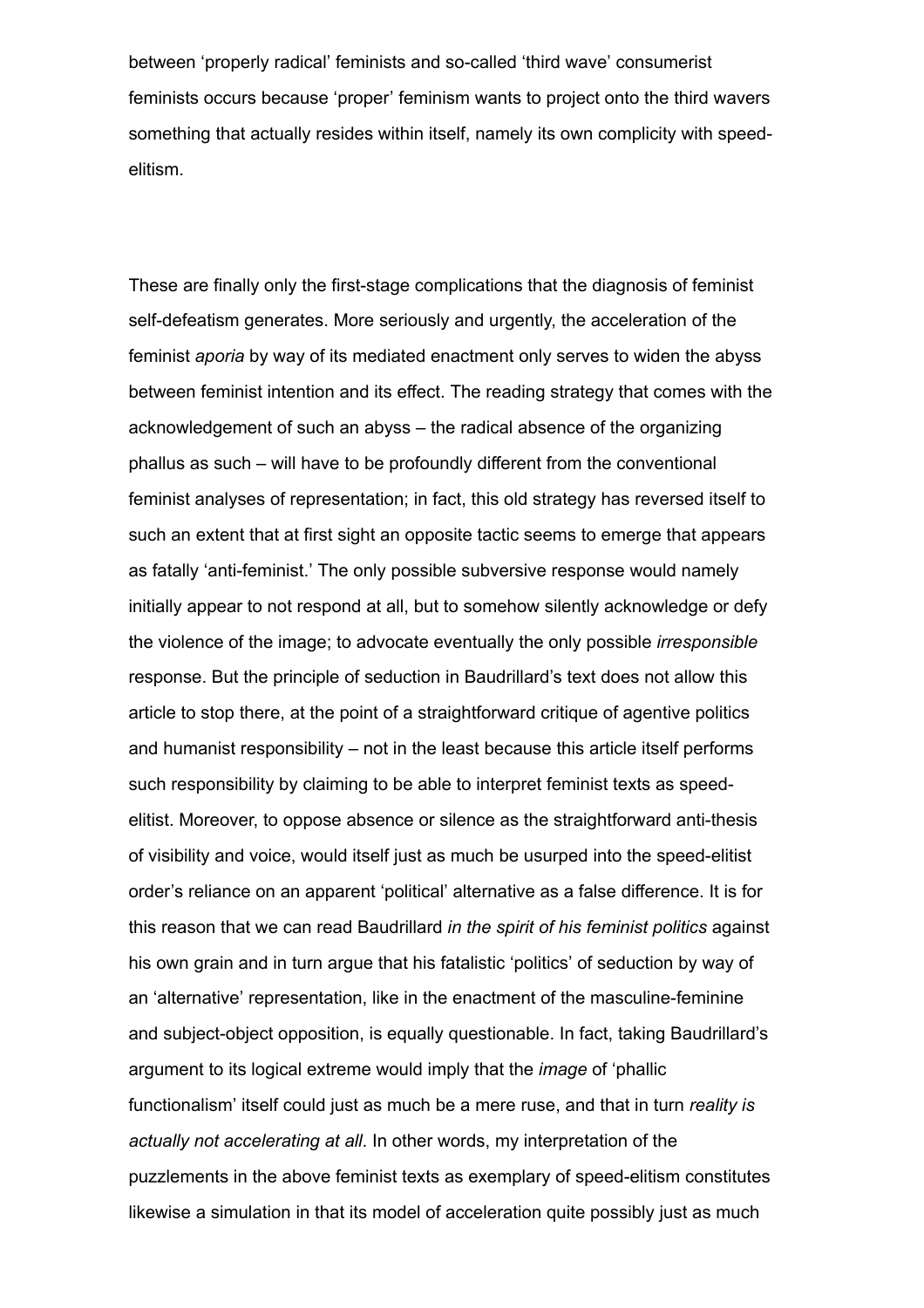between 'properly radical' feminists and so-called 'third wave' consumerist feminists occurs because 'proper' feminism wants to project onto the third wavers something that actually resides within itself, namely its own complicity with speed-elitism.

These are finally only the first-stage complications that the diagnosis of feminist self-defeatism generates. More seriously and urgently, the acceleration of the feminist *aporia* by way of its mediated enactment only serves to widen the abyss between feminist intention and its effect. The reading strategy that comes with the acknowledgement of such an abyss – the radical absence of the organizing phallus as such – will have to be profoundly different from the conventional feminist analyses of representation; in fact, this old strategy has reversed itself to such an extent that at first sight an opposite tactic seems to emerge that appears as fatally 'anti-feminist.' The only possible subversive response would namely initially appear to not respond at all, but to somehow silently acknowledge or defy the violence of the image; to advocate eventually the only possible *irresponsible* response. But the principle of seduction in Baudrillard's text does not allow this article to stop there, at the point of a straightforward critique of agentive politics and humanist responsibility – not in the least because this article itself performs such responsibility by claiming to be able to interpret feminist texts as speed-elitist. Moreover, to oppose absence or silence as the straightforward anti-thesis of visibility and voice, would itself just as much be usurped into the speed-elitist order's reliance on an apparent 'political' alternative as a false difference. It is for this reason that we can read Baudrillard *in the spirit of his feminist politics* against his own grain and in turn argue that his fatalistic 'politics' of seduction by way of an 'alternative' representation, like in the enactment of the masculine-feminine and subject-object opposition, is equally questionable. In fact, taking Baudrillard's argument to its logical extreme would imply that the *image* of 'phallic functionalism' itself could just as much be a mere ruse, and that in turn *reality is actually not accelerating at all*. In other words, my interpretation of the puzzlements in the above feminist texts as exemplary of speed-elitism constitutes likewise a simulation in that its model of acceleration quite possibly just as much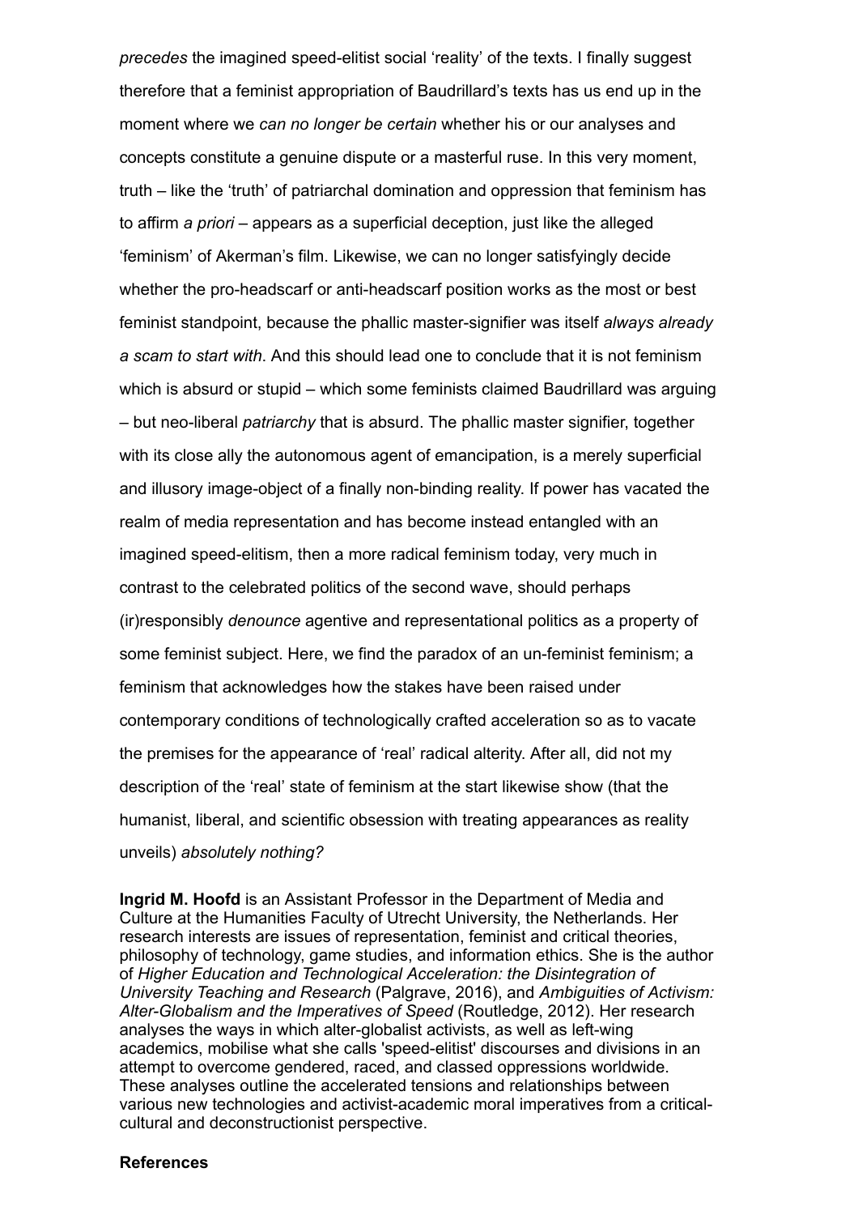*precedes* the imagined speed-elitist social 'reality' of the texts. I finally suggest therefore that a feminist appropriation of Baudrillard's texts has us end up in the moment where we *can no longer be certain* whether his or our analyses and concepts constitute a genuine dispute or a masterful ruse. In this very moment, truth – like the 'truth' of patriarchal domination and oppression that feminism has to affirm *a priori* – appears as a superficial deception, just like the alleged 'feminism' of Akerman's film. Likewise, we can no longer satisfyingly decide whether the pro-headscarf or anti-headscarf position works as the most or best feminist standpoint, because the phallic master-signifier was itself *always already a scam to start with*. And this should lead one to conclude that it is not feminism which is absurd or stupid – which some feminists claimed Baudrillard was arguing – but neo-liberal *patriarchy* that is absurd. The phallic master signifier, together with its close ally the autonomous agent of emancipation, is a merely superficial and illusory image-object of a finally non-binding reality. If power has vacated the realm of media representation and has become instead entangled with an imagined speed-elitism, then a more radical feminism today, very much in contrast to the celebrated politics of the second wave, should perhaps (ir)responsibly *denounce* agentive and representational politics as a property of some feminist subject. Here, we find the paradox of an un-feminist feminism; a feminism that acknowledges how the stakes have been raised under contemporary conditions of technologically crafted acceleration so as to vacate the premises for the appearance of 'real' radical alterity. After all, did not my description of the 'real' state of feminism at the start likewise show (that the humanist, liberal, and scientific obsession with treating appearances as reality unveils) *absolutely nothing?*

**Ingrid M. Hoofd** is an Assistant Professor in the Department of Media and Culture at the Humanities Faculty of Utrecht University, the Netherlands. Her research interests are issues of representation, feminist and critical theories, philosophy of technology, game studies, and information ethics. She is the author of *Higher Education and Technological Acceleration: the Disintegration of University Teaching and Research* (Palgrave, 2016), and *Ambiguities of Activism: Alter-Globalism and the Imperatives of Speed* (Routledge, 2012). Her research analyses the ways in which alter-globalist activists, as well as left-wing academics, mobilise what she calls 'speed-elitist' discourses and divisions in an attempt to overcome gendered, raced, and classed oppressions worldwide. These analyses outline the accelerated tensions and relationships between various new technologies and activist-academic moral imperatives from a critical-cultural and deconstructionist perspective.

**References**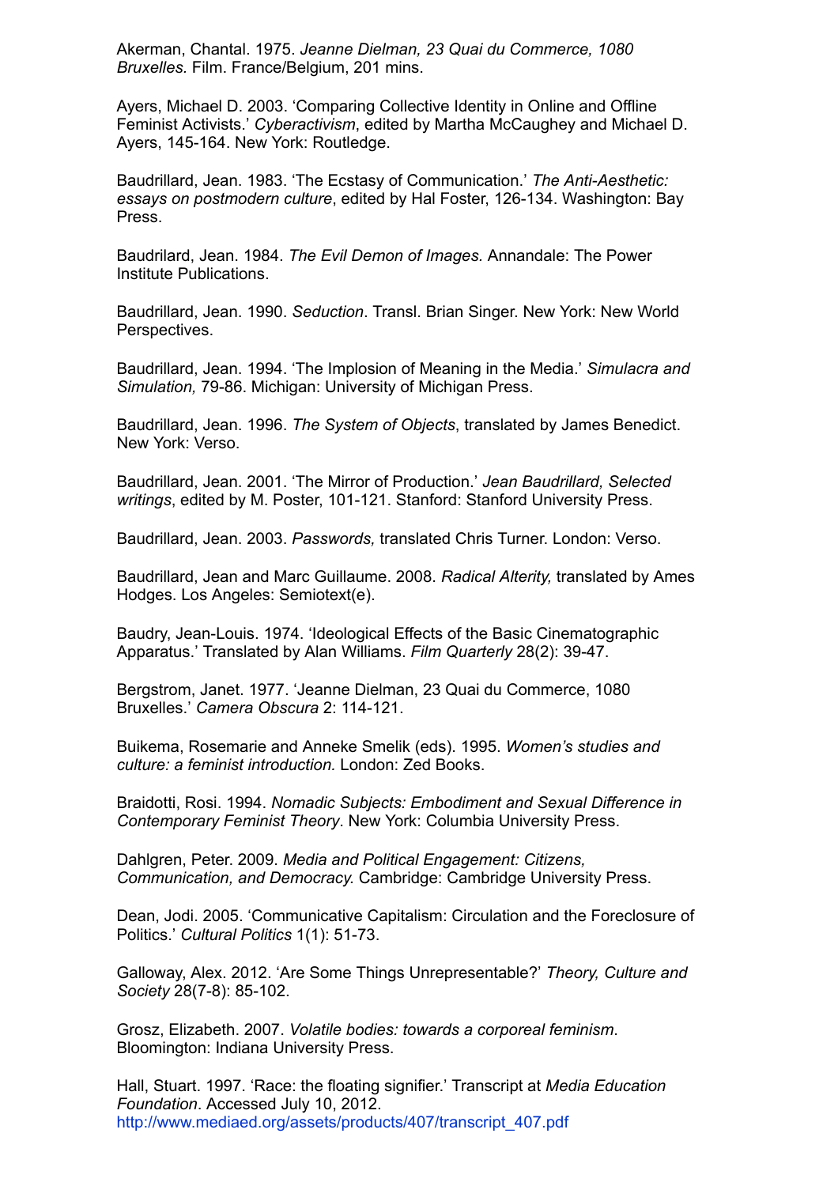Akerman, Chantal. 1975. *Jeanne Dielman, 23 Quai du Commerce, 1080 Bruxelles.* Film. France/Belgium, 201 mins.

Ayers, Michael D. 2003. 'Comparing Collective Identity in Online and Offline Feminist Activists.' *Cyberactivism*, edited by Martha McCaughey and Michael D. Ayers, 145-164. New York: Routledge.

Baudrillard, Jean. 1983. 'The Ecstasy of Communication.' *The Anti-Aesthetic: essays on postmodern culture*, edited by Hal Foster, 126-134. Washington: Bay Press.

Baudrilard, Jean. 1984. *The Evil Demon of Images.* Annandale: The Power Institute Publications.

Baudrillard, Jean. 1990. *Seduction*. Transl. Brian Singer. New York: New World Perspectives.

Baudrillard, Jean. 1994. 'The Implosion of Meaning in the Media.' *Simulacra and Simulation,* 79-86. Michigan: University of Michigan Press.

Baudrillard, Jean. 1996. *The System of Objects*, translated by James Benedict. New York: Verso.

Baudrillard, Jean. 2001. 'The Mirror of Production.' *Jean Baudrillard, Selected writings*, edited by M. Poster, 101-121. Stanford: Stanford University Press.

Baudrillard, Jean. 2003. *Passwords,* translated Chris Turner. London: Verso.

Baudrillard, Jean and Marc Guillaume. 2008. *Radical Alterity,* translated by Ames Hodges. Los Angeles: Semiotext(e).

Baudry, Jean-Louis. 1974. 'Ideological Effects of the Basic Cinematographic Apparatus.' Translated by Alan Williams. *Film Quarterly* 28(2): 39-47.

Bergstrom, Janet. 1977. 'Jeanne Dielman, 23 Quai du Commerce, 1080 Bruxelles.' *Camera Obscura* 2: 114-121.

Buikema, Rosemarie and Anneke Smelik (eds). 1995. *Women's studies and culture: a feminist introduction.* London: Zed Books.

Braidotti, Rosi. 1994. *Nomadic Subjects: Embodiment and Sexual Difference in Contemporary Feminist Theory*. New York: Columbia University Press.

Dahlgren, Peter. 2009. *Media and Political Engagement: Citizens, Communication, and Democracy.* Cambridge: Cambridge University Press.

Dean, Jodi. 2005. 'Communicative Capitalism: Circulation and the Foreclosure of Politics.' *Cultural Politics* 1(1): 51-73.

Galloway, Alex. 2012. 'Are Some Things Unrepresentable?' *Theory, Culture and Society* 28(7-8): 85-102.

Grosz, Elizabeth. 2007. *Volatile bodies: towards a corporeal feminism*. Bloomington: Indiana University Press.

Hall, Stuart. 1997. 'Race: the floating signifier.' Transcript at *Media Education Foundation*. Accessed July 10, 2012. http://www.mediaed.org/assets/products/407/transcript_407.pdf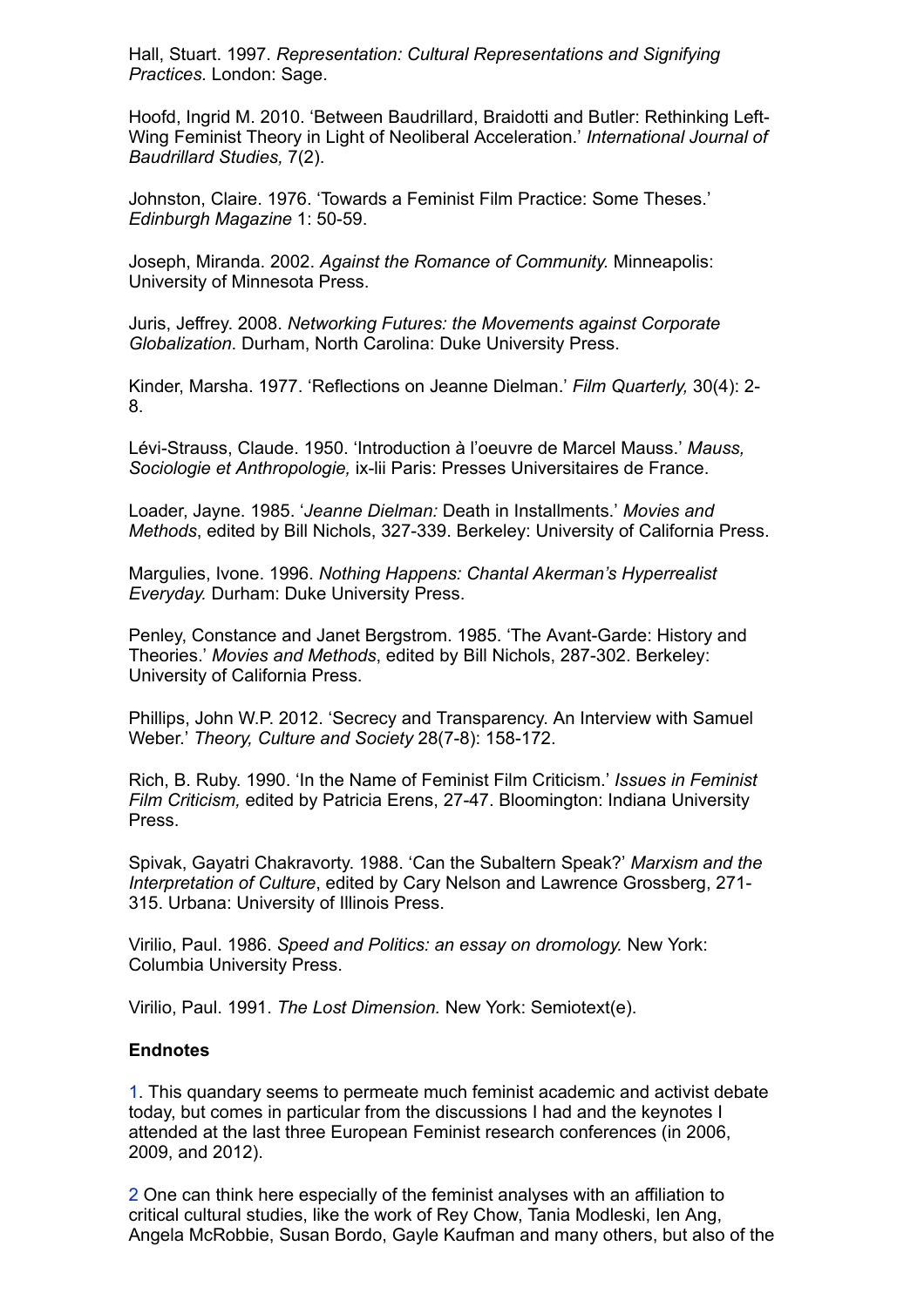Hall, Stuart. 1997. *Representation: Cultural Representations and Signifying Practices.* London: Sage.

Hoofd, Ingrid M. 2010. 'Between Baudrillard, Braidotti and Butler: Rethinking Left-Wing Feminist Theory in Light of Neoliberal Acceleration.' *International Journal of Baudrillard Studies,* 7(2).

Johnston, Claire. 1976. 'Towards a Feminist Film Practice: Some Theses.' *Edinburgh Magazine* 1: 50-59.

Joseph, Miranda. 2002. *Against the Romance of Community.* Minneapolis: University of Minnesota Press.

Juris, Jeffrey. 2008. *Networking Futures: the Movements against Corporate Globalization*. Durham, North Carolina: Duke University Press.

Kinder, Marsha. 1977. 'Reflections on Jeanne Dielman.' *Film Quarterly,* 30(4): 2-8.

Lévi-Strauss, Claude. 1950. 'Introduction à l'oeuvre de Marcel Mauss.' *Mauss, Sociologie et Anthropologie,* ix-lii Paris: Presses Universitaires de France.

Loader, Jayne. 1985. '*Jeanne Dielman:* Death in Installments.' *Movies and Methods*, edited by Bill Nichols, 327-339. Berkeley: University of California Press.

Margulies, Ivone. 1996. *Nothing Happens: Chantal Akerman's Hyperrealist Everyday.* Durham: Duke University Press.

Penley, Constance and Janet Bergstrom. 1985. 'The Avant-Garde: History and Theories.' *Movies and Methods*, edited by Bill Nichols, 287-302. Berkeley: University of California Press.

Phillips, John W.P. 2012. 'Secrecy and Transparency. An Interview with Samuel Weber.' *Theory, Culture and Society* 28(7-8): 158-172.

Rich, B. Ruby. 1990. 'In the Name of Feminist Film Criticism.' *Issues in Feminist Film Criticism,* edited by Patricia Erens, 27-47. Bloomington: Indiana University Press.

Spivak, Gayatri Chakravorty. 1988. 'Can the Subaltern Speak?' *Marxism and the Interpretation of Culture*, edited by Cary Nelson and Lawrence Grossberg, 271-315. Urbana: University of Illinois Press.

Virilio, Paul. 1986. *Speed and Politics: an essay on dromology.* New York: Columbia University Press.

Virilio, Paul. 1991. *The Lost Dimension.* New York: Semiotext(e).

**Endnotes**

1. This quandary seems to permeate much feminist academic and activist debate today, but comes in particular from the discussions I had and the keynotes I attended at the last three European Feminist research conferences (in 2006, 2009, and 2012).

2 One can think here especially of the feminist analyses with an affiliation to critical cultural studies, like the work of Rey Chow, Tania Modleski, Ien Ang, Angela McRobbie, Susan Bordo, Gayle Kaufman and many others, but also of the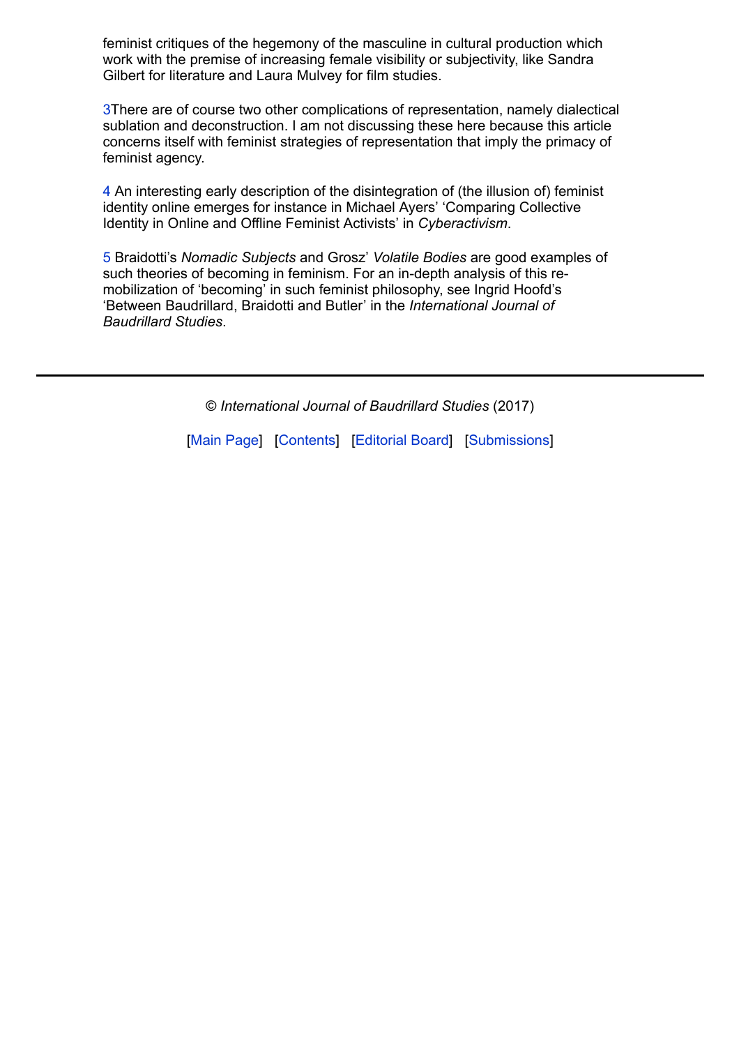feminist critiques of the hegemony of the masculine in cultural production which work with the premise of increasing female visibility or subjectivity, like Sandra Gilbert for literature and Laura Mulvey for film studies.

3There are of course two other complications of representation, namely dialectical sublation and deconstruction. I am not discussing these here because this article concerns itself with feminist strategies of representation that imply the primacy of feminist agency.

4 An interesting early description of the disintegration of (the illusion of) feminist identity online emerges for instance in Michael Ayers' 'Comparing Collective Identity in Online and Offline Feminist Activists' in *Cyberactivism*.

5 Braidotti's *Nomadic Subjects* and Grosz' *Volatile Bodies* are good examples of such theories of becoming in feminism. For an in-depth analysis of this re-mobilization of 'becoming' in such feminist philosophy, see Ingrid Hoofd's 'Between Baudrillard, Braidotti and Butler' in the *International Journal of Baudrillard Studies*.

---

© *International Journal of Baudrillard Studies* (2017)

[Main Page]   [Contents]   [Editorial Board]   [Submissions]